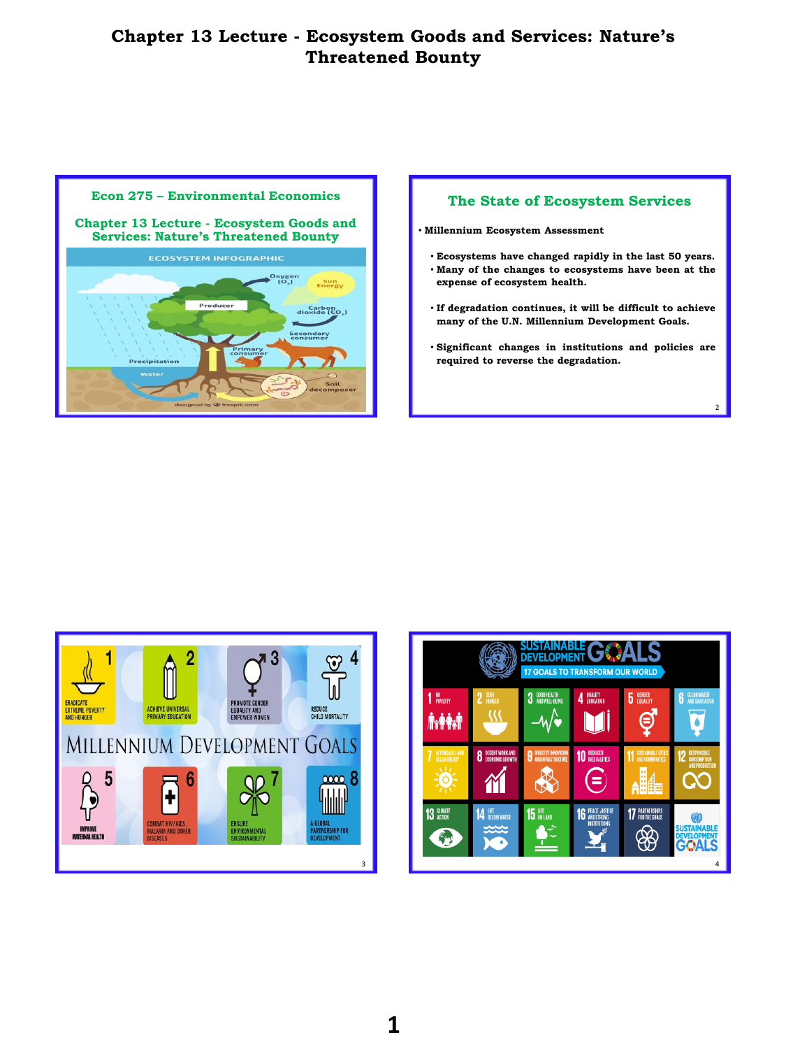# Chapter 13 Lecture - Ecosystem Goods and Services: Nature's Threatened Bounty

## Econ 275 – Environmental Economics

## Chapter 13 Lecture - Ecosystem Goods and Services: Nature's Threatened Bounty

ECOSYSTEM INFOGRAPHIC

Oxygen ($O_2$) · Sun Energy · Producer · Carbon dioxide ($CO_2$) · Secondary consumer · Primary consumer · Precipitation · Water · Soil decomposer

designed by freepik.com

## The State of Ecosystem Services

- **Millennium Ecosystem Assessment**
  - **Ecosystems have changed rapidly in the last 50 years.**
  - **Many of the changes to ecosystems have been at the expense of ecosystem health.**
  - **If degradation continues, it will be difficult to achieve many of the U.N. Millennium Development Goals.**
  - **Significant changes in institutions and policies are required to reverse the degradation.**

## MILLENNIUM DEVELOPMENT GOALS

1. ERADICATE EXTREME POVERTY AND HUNGER
2. ACHIEVE UNIVERSAL PRIMARY EDUCATION
3. PROMOTE GENDER EQUALITY AND EMPOWER WOMEN
4. REDUCE CHILD MORTALITY
5. IMPROVE MATERNAL HEALTH
6. COMBAT HIV/AIDS, MALARIA AND OTHER DISEASES
7. ENSURE ENVIRONMENTAL SUSTAINABILITY
8. A GLOBAL PARTNERSHIP FOR DEVELOPMENT

## SUSTAINABLE DEVELOPMENT GOALS

17 GOALS TO TRANSFORM OUR WORLD

1. NO POVERTY
2. ZERO HUNGER
3. GOOD HEALTH AND WELL-BEING
4. QUALITY EDUCATION
5. GENDER EQUALITY
6. CLEAN WATER AND SANITATION
7. AFFORDABLE AND CLEAN ENERGY
8. DECENT WORK AND ECONOMIC GROWTH
9. INDUSTRY, INNOVATION AND INFRASTRUCTURE
10. REDUCED INEQUALITIES
11. SUSTAINABLE CITIES AND COMMUNITIES
12. RESPONSIBLE CONSUMPTION AND PRODUCTION
13. CLIMATE ACTION
14. LIFE BELOW WATER
15. LIFE ON LAND
16. PEACE, JUSTICE AND STRONG INSTITUTIONS
17. PARTNERSHIPS FOR THE GOALS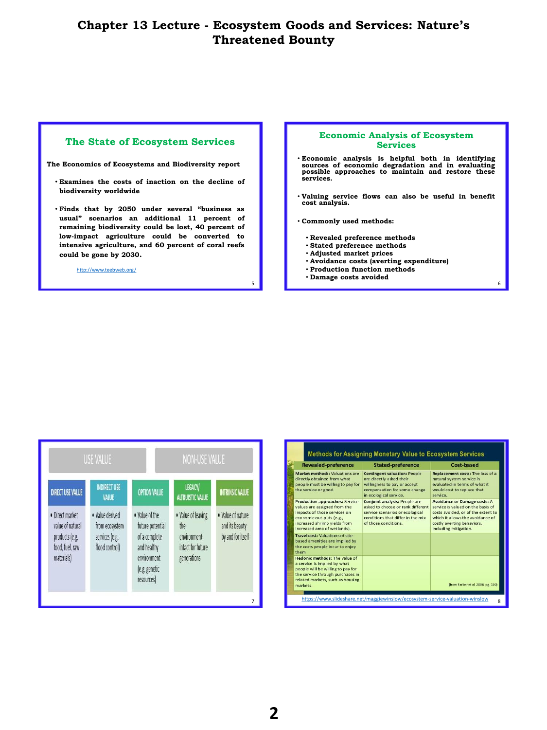# Chapter 13 Lecture - Ecosystem Goods and Services: Nature's Threatened Bounty

## The State of Ecosystem Services

**The Economics of Ecosystems and Biodiversity report**

- **Examines the costs of inaction on the decline of biodiversity worldwide**
- **Finds that by 2050 under several "business as usual" scenarios an additional 11 percent of remaining biodiversity could be lost, 40 percent of low-impact agriculture could be converted to intensive agriculture, and 60 percent of coral reefs could be gone by 2030.**

http://www.teebweb.org/

## Economic Analysis of Ecosystem Services

- **Economic analysis is helpful both in identifying sources of economic degradation and in evaluating possible approaches to maintain and restore these services.**
- **Valuing service flows can also be useful in benefit cost analysis.**
- **Commonly used methods:**
  - **Revealed preference methods**
  - **Stated preference methods**
  - **Adjusted market prices**
  - **Avoidance costs (averting expenditure)**
  - **Production function methods**
  - **Damage costs avoided**

| USE VALUE | | NON-USE VALUE | | |
|---|---|---|---|---|
| DIRECT USE VALUE | INDIRECT USE VALUE | OPTION VALUE | LEGACY/ ALTRUISTIC VALUE | INTRINSIC VALUE |
| • Direct market value of natural products (e.g. food, fuel, raw materials) | • Value derived from ecosystem services (e.g. flood control) | • Value of the future potential of a complete and healthy environment (e.g. genetic resources) | • Value of leaving the environment intact for future generations | • Value of nature and its beauty by and for itself |

### Methods for Assigning Monetary Value to Ecosystem Services

| Revealed-preference | Stated-preference | Cost-based |
|---|---|---|
| **Market methods:** Valuations are directly obtained from what people must be willing to pay for the service or good. | **Contingent valuation:** People are directly asked their willingness to pay or accept compensation for some change in ecological service. | **Replacement costs:** The loss of a natural system service is evaluated in terms of what it would cost to replace that service. |
| **Production approaches:** Service values are assigned from the impacts of those services on economic out-puts (e.g., increased shrimp yields from increased area of wetlands). | **Conjoint analysis:** People are asked to choose or rank different service scenarios or ecological conditions that differ in the mix of those conditions. | **Avoidance or Damage costs:** A service is valued on the basis of costs avoided, or of the extent to which it allows the avoidance of costly averting behaviors, including mitigation. |
| **Travel cost:** Valuations of site-based amenities are implied by the costs people incur to enjoy them | | |
| **Hedonic methods:** The value of a service is implied by what people will be willing to pay for the service through purchases in related markets, such as housing markets. | | |

(from Farber et al. 2006, pg. 120)

https://www.slideshare.net/maggiewinslow/ecosystem-service-valuation-winslow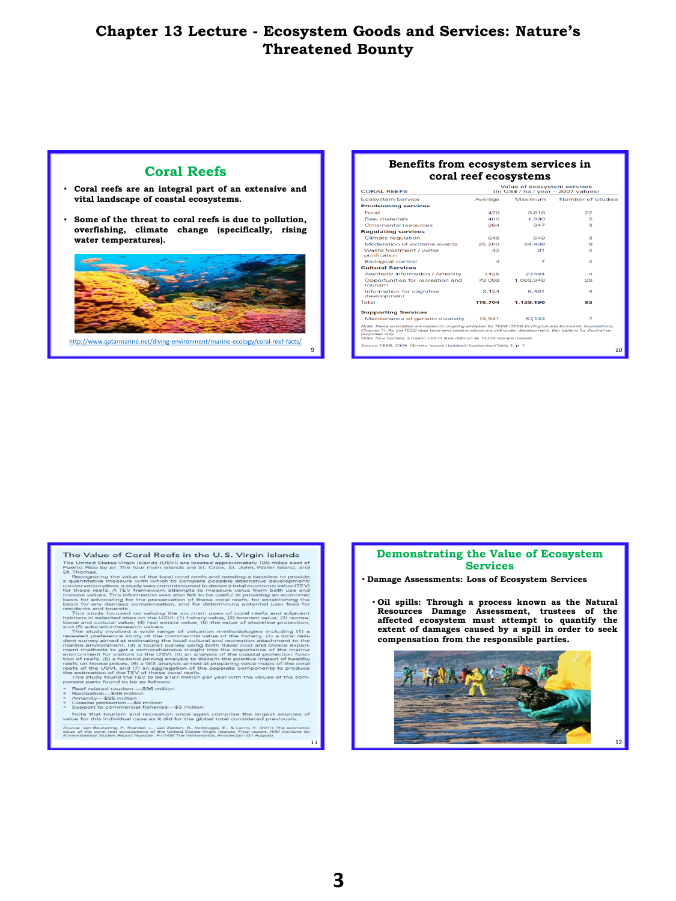# Chapter 13 Lecture - Ecosystem Goods and Services: Nature's Threatened Bounty

## Coral Reefs

- **Coral reefs are an integral part of an extensive and vital landscape of coastal ecosystems.**
- **Some of the threat to coral reefs is due to pollution, overfishing, climate change (specifically, rising water temperatures).**

http://www.qatarmarine.net/diving-environment/marine-ecology/coral-reef-facts/

## Benefits from ecosystem services in coral reef ecosystems

| CORAL REEFS | Value of ecosystem services (in US$ / ha / year – 2007 values) | | |
|---|---|---|---|
| Ecosystem Service | Average | Maximum | Number of Studies |
| **Provisioning services** | | | |
| Food | 470 | 3,818 | 22 |
| Raw materials | 400 | 1,990 | 5 |
| Ornamental resources | 264 | 347 | 3 |
| **Regulating services** | | | |
| Climate regulation | 648 | 648 | 3 |
| Moderation of extreme events | 25,200 | 34,408 | 9 |
| Waste treatment / water purification | 42 | 81 | 2 |
| Biological control | 4 | 7 | 2 |
| **Cultural Services** | | | |
| Aesthetic information / Amenity | 7,425 | 27,484 | 4 |
| Opportunities for recreation and tourism | 79,099 | 1,063,946 | 29 |
| Information for cognitive development | 2,154 | 6,461 | 4 |
| Total | **115,704** | **1,139,190** | **83** |
| **Supporting Services** | | | |
| Maintenance of genetic diversity | 13,541 | 57,133 | 7 |

*Note: these estimates are based on ongoing analyses for TEEB (TEEB Ecological and Economic Foundations, Chapter 7). As the TEEB data base and value-analysis are still under development, this table is for illustrative purposes only.*
*Note: ha – hectare, a metric unit of area defined as 10,000 square meters.*

*Source:* TEEB, 2009, Climate Issues Updated (September) Table 1, p. 7

## The Value of Coral Reefs in the U. S. Virgin Islands

The United States Virgin Islands (USVI) are located approximately 100 miles east of Puerto Rico by air. The four main islands are St. Croix, St. John, Water Island, and St. Thomas.

Recognizing the value of the local coral reefs and needing a baseline to provide a quantitative measure with which to compare possible alternative development/conservation plans, a study was commissioned to derive a total economic value (TEV) for these reefs. A TEV framework attempts to measure value from both use and nonuse values. This information was also felt to be useful in providing an economic basis for advocating for the preservation of these coral reefs, for establishing the basis for any damage compensation, and for determining potential user fees for residents and tourists.

This study focused on valuing the six main uses of coral reefs and adjacent habitats in selected sites on the USVI: (1) fishery value, (2) tourism value, (3) recreational and cultural value, (4) real estate value, (5) the value of shoreline protection, and (6) education/research values.

The study involved a wide range of valuation methodologies including (1) a revealed preference study of the commercial value of the fishery, (2) a local resident survey aimed at estimating the local cultural and recreation attachment to the marine environment, (3) a tourist survey using both travel cost and choice experiment methods to get a comprehensive insight into the importance of the marine environment for visitors to the USVI, (4) an analysis of the coastal protection function of reefs, (5) a hedonic pricing analysis to discern the positive impact of healthy reefs on house prices, (6) a GIS analysis aimed at preparing value maps of the coral reefs of the USVI, and (7) an aggregation of the separate components to produce the estimation of the TEV of these coral reefs.

This study found the TEV to be $187 million per year with the values of the component parts found to be as follows:

- Reef related tourism —$96 million
- Recreation—$48 million
- Amenity—$35 million
- Coastal protection—$6 million
- Support to commercial fisheries—$3 million

Note that tourism and recreation once again comprise the largest sources of value for this individual case as it did for the global total considered previously.

*Source:* van Beukering, P., Brander, L., van Zanten, B., Verbrugge, E., & Lems, K. (2011). The economic value of the coral reef ecosystems of the United States Virgin Islands: Final report. *IVM Institute for Environmental Studies Report Number: R-11/06* The Netherlands: Amsterdam (31 August).

## Demonstrating the Value of Ecosystem Services

- **Damage Assessments: Loss of Ecosystem Services**
  - **Oil spills: Through a process known as the Natural Resources Damage Assessment, trustees of the affected ecosystem must attempt to quantify the extent of damages caused by a spill in order to seek compensation from the responsible parties.**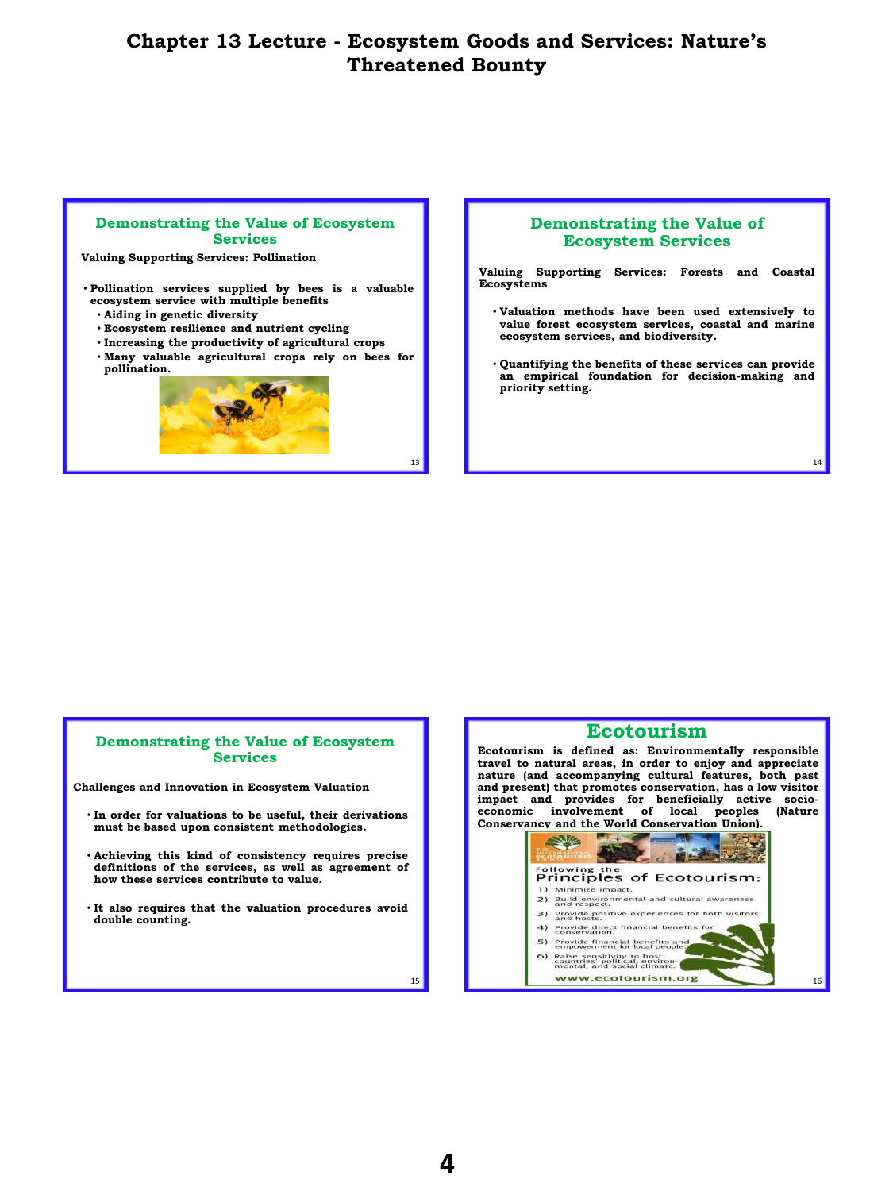# Chapter 13 Lecture - Ecosystem Goods and Services: Nature's Threatened Bounty

## Demonstrating the Value of Ecosystem Services

**Valuing Supporting Services: Pollination**

- **Pollination services supplied by bees is a valuable ecosystem service with multiple benefits**
  - **Aiding in genetic diversity**
  - **Ecosystem resilience and nutrient cycling**
  - **Increasing the productivity of agricultural crops**
  - **Many valuable agricultural crops rely on bees for pollination.**

## Demonstrating the Value of Ecosystem Services

**Valuing Supporting Services: Forests and Coastal Ecosystems**

- **Valuation methods have been used extensively to value forest ecosystem services, coastal and marine ecosystem services, and biodiversity.**
- **Quantifying the benefits of these services can provide an empirical foundation for decision-making and priority setting.**

## Demonstrating the Value of Ecosystem Services

**Challenges and Innovation in Ecosystem Valuation**

- **In order for valuations to be useful, their derivations must be based upon consistent methodologies.**
- **Achieving this kind of consistency requires precise definitions of the services, as well as agreement of how these services contribute to value.**
- **It also requires that the valuation procedures avoid double counting.**

## Ecotourism

**Ecotourism is defined as: Environmentally responsible travel to natural areas, in order to enjoy and appreciate nature (and accompanying cultural features, both past and present) that promotes conservation, has a low visitor impact and provides for beneficially active socio-economic involvement of local peoples (Nature Conservancy and the World Conservation Union).**

Following the Principles of Ecotourism:

1) Minimize impact.
2) Build environmental and cultural awareness and respect.
3) Provide positive experiences for both visitors and hosts.
4) Provide direct financial benefits for conservation.
5) Provide financial benefits and empowerment for local people.
6) Raise sensitivity to host countries' political, environmental, and social climate.

www.ecotourism.org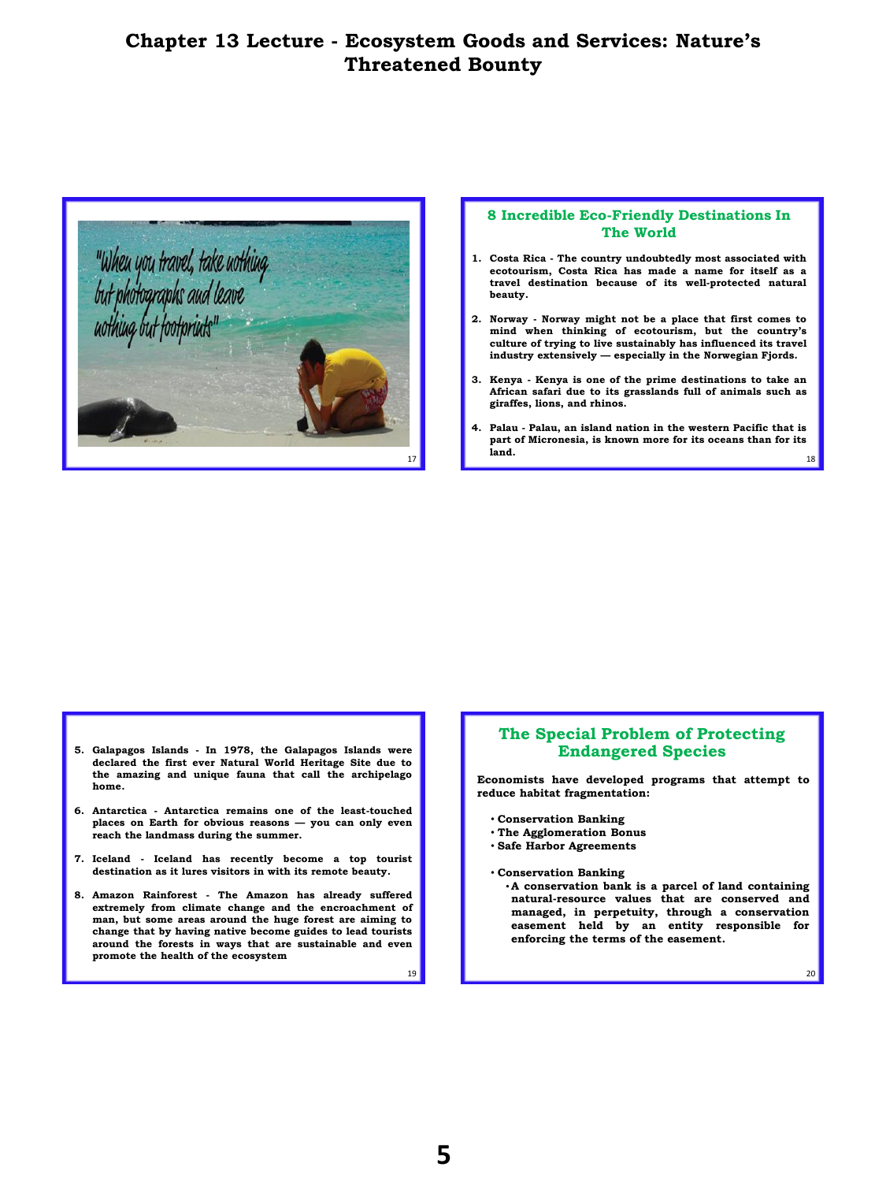# Chapter 13 Lecture - Ecosystem Goods and Services: Nature's Threatened Bounty

"When you travel, take nothing but photographs and leave nothing but footprints"

## 8 Incredible Eco-Friendly Destinations In The World

1. **Costa Rica - The country undoubtedly most associated with ecotourism, Costa Rica has made a name for itself as a travel destination because of its well-protected natural beauty.**
2. **Norway - Norway might not be a place that first comes to mind when thinking of ecotourism, but the country's culture of trying to live sustainably has influenced its travel industry extensively — especially in the Norwegian Fjords.**
3. **Kenya - Kenya is one of the prime destinations to take an African safari due to its grasslands full of animals such as giraffes, lions, and rhinos.**
4. **Palau - Palau, an island nation in the western Pacific that is part of Micronesia, is known more for its oceans than for its land.**
5. **Galapagos Islands - In 1978, the Galapagos Islands were declared the first ever Natural World Heritage Site due to the amazing and unique fauna that call the archipelago home.**
6. **Antarctica - Antarctica remains one of the least-touched places on Earth for obvious reasons — you can only even reach the landmass during the summer.**
7. **Iceland - Iceland has recently become a top tourist destination as it lures visitors in with its remote beauty.**
8. **Amazon Rainforest - The Amazon has already suffered extremely from climate change and the encroachment of man, but some areas around the huge forest are aiming to change that by having native become guides to lead tourists around the forests in ways that are sustainable and even promote the health of the ecosystem**

## The Special Problem of Protecting Endangered Species

**Economists have developed programs that attempt to reduce habitat fragmentation:**

- **Conservation Banking**
- **The Agglomeration Bonus**
- **Safe Harbor Agreements**

- **Conservation Banking**
  - **A conservation bank is a parcel of land containing natural-resource values that are conserved and managed, in perpetuity, through a conservation easement held by an entity responsible for enforcing the terms of the easement.**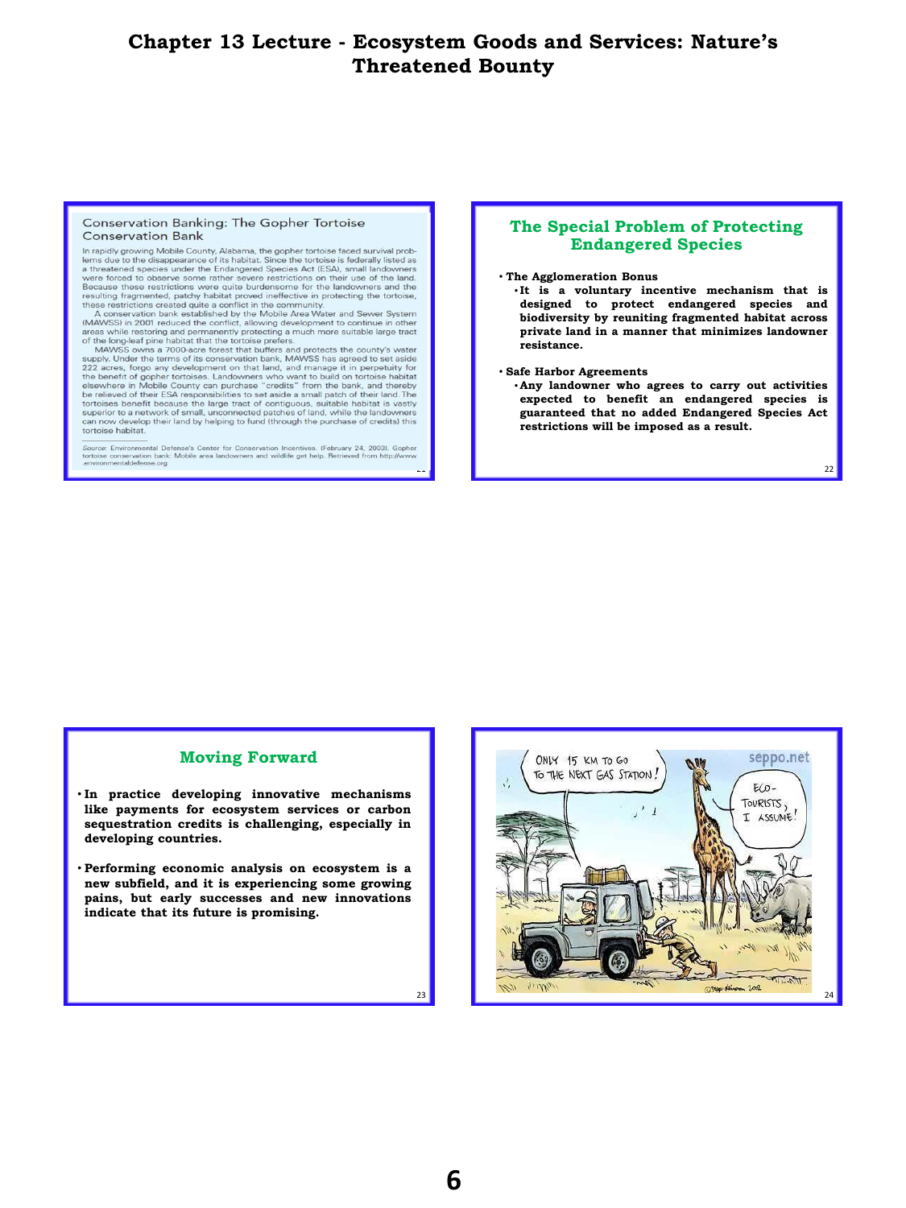# Chapter 13 Lecture - Ecosystem Goods and Services: Nature's Threatened Bounty

## Conservation Banking: The Gopher Tortoise Conservation Bank

In rapidly growing Mobile County, Alabama, the gopher tortoise faced survival problems due to the disappearance of its habitat. Since the tortoise is federally listed as a threatened species under the Endangered Species Act (ESA), small landowners were forced to observe some rather severe restrictions on their use of the land. Because these restrictions were quite burdensome for the landowners and the resulting fragmented, patchy habitat proved ineffective in protecting the tortoise, these restrictions created quite a conflict in the community.

A conservation bank established by the Mobile Area Water and Sewer System (MAWSS) in 2001 reduced the conflict, allowing development to continue in other areas while restoring and permanently protecting a much more suitable large tract of the long-leaf pine habitat that the tortoise prefers.

MAWSS owns a 7000-acre forest that buffers and protects the county's water supply. Under the terms of its conservation bank, MAWSS has agreed to set aside 222 acres, forgo any development on that land, and manage it in perpetuity for the benefit of gopher tortoises. Landowners who want to build on tortoise habitat elsewhere in Mobile County can purchase "credits" from the bank, and thereby be relieved of their ESA responsibilities to set aside a small patch of their land. The tortoises benefit because the large tract of contiguous, suitable habitat is vastly superior to a network of small, unconnected patches of land, while the landowners can now develop their land by helping to fund (through the purchase of credits) this tortoise habitat.

*Source:* Environmental Defense's Center for Conservation Incentives. (February 24, 2003). Gopher tortoise conservation bank: Mobile area landowners and wildlife get help. Retrieved from http://www.environmentaldefense.org

## The Special Problem of Protecting Endangered Species

- **The Agglomeration Bonus**
  - **It is a voluntary incentive mechanism that is designed to protect endangered species and biodiversity by reuniting fragmented habitat across private land in a manner that minimizes landowner resistance.**
- **Safe Harbor Agreements**
  - **Any landowner who agrees to carry out activities expected to benefit an endangered species is guaranteed that no added Endangered Species Act restrictions will be imposed as a result.**

## Moving Forward

- **In practice developing innovative mechanisms like payments for ecosystem services or carbon sequestration credits is challenging, especially in developing countries.**
- **Performing economic analysis on ecosystem is a new subfield, and it is experiencing some growing pains, but early successes and new innovations indicate that its future is promising.**